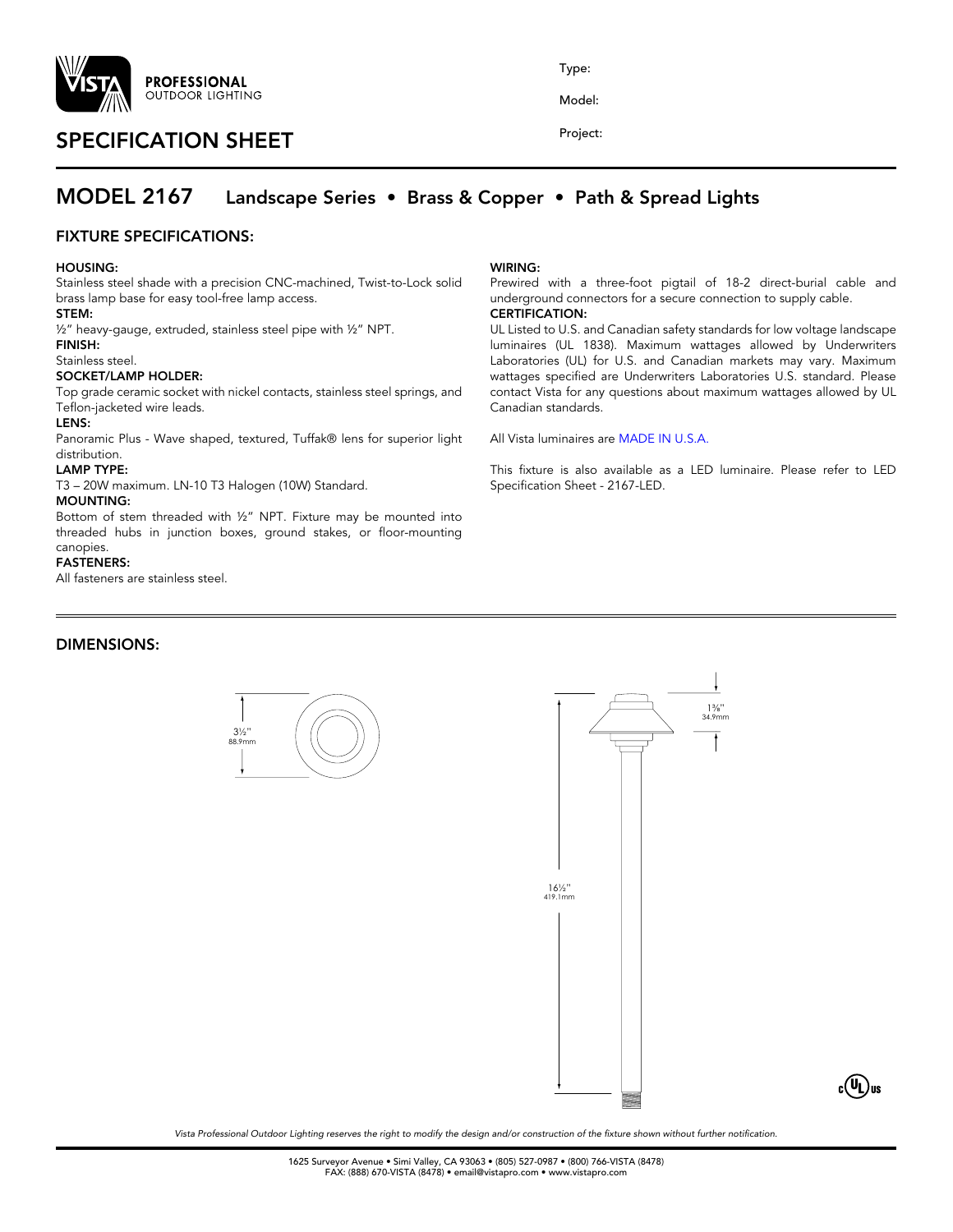PROFESSIONAL
OUTDOOR LIGHTING

Type:

Model:

Project:

# SPECIFICATION SHEET

## MODEL 2167 Landscape Series • Brass & Copper • Path & Spread Lights

### FIXTURE SPECIFICATIONS:

**HOUSING:**
Stainless steel shade with a precision CNC-machined, Twist-to-Lock solid brass lamp base for easy tool-free lamp access.

**STEM:**
½" heavy-gauge, extruded, stainless steel pipe with ½" NPT.

**FINISH:**
Stainless steel.

**SOCKET/LAMP HOLDER:**
Top grade ceramic socket with nickel contacts, stainless steel springs, and Teflon-jacketed wire leads.

**LENS:**
Panoramic Plus - Wave shaped, textured, Tuffak® lens for superior light distribution.

**LAMP TYPE:**
T3 – 20W maximum. LN-10 T3 Halogen (10W) Standard.

**MOUNTING:**
Bottom of stem threaded with ½" NPT. Fixture may be mounted into threaded hubs in junction boxes, ground stakes, or floor-mounting canopies.

**FASTENERS:**
All fasteners are stainless steel.

**WIRING:**
Prewired with a three-foot pigtail of 18-2 direct-burial cable and underground connectors for a secure connection to supply cable.

**CERTIFICATION:**
UL Listed to U.S. and Canadian safety standards for low voltage landscape luminaires (UL 1838). Maximum wattages allowed by Underwriters Laboratories (UL) for U.S. and Canadian markets may vary. Maximum wattages specified are Underwriters Laboratories U.S. standard. Please contact Vista for any questions about maximum wattages allowed by UL Canadian standards.

All Vista luminaires are MADE IN U.S.A.

This fixture is also available as a LED luminaire. Please refer to LED Specification Sheet - 2167-LED.

### DIMENSIONS:

3½" 88.9mm

1⅜" 34.9mm

16½" 419.1mm

*Vista Professional Outdoor Lighting reserves the right to modify the design and/or construction of the fixture shown without further notification.*

1625 Surveyor Avenue • Simi Valley, CA 93063 • (805) 527-0987 • (800) 766-VISTA (8478)
FAX: (888) 670-VISTA (8478) • email@vistapro.com • www.vistapro.com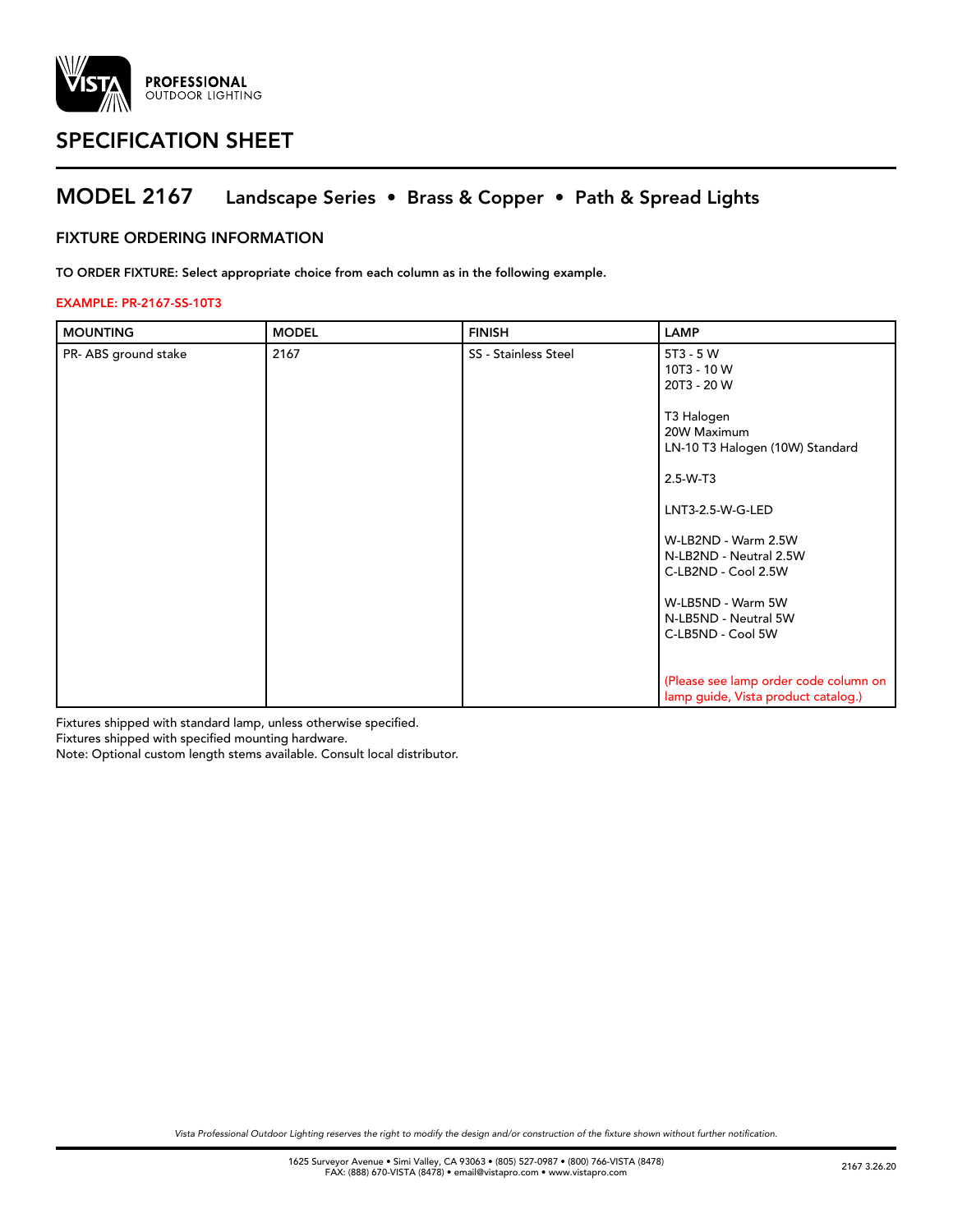# SPECIFICATION SHEET

## MODEL 2167 Landscape Series • Brass & Copper • Path & Spread Lights

### FIXTURE ORDERING INFORMATION

**TO ORDER FIXTURE: Select appropriate choice from each column as in the following example.**

**EXAMPLE: PR-2167-SS-10T3**

| MOUNTING | MODEL | FINISH | LAMP |
| --- | --- | --- | --- |
| PR- ABS ground stake | 2167 | SS - Stainless Steel | 5T3 - 5 W<br>10T3 - 10 W<br>20T3 - 20 W<br><br>T3 Halogen<br>20W Maximum<br>LN-10 T3 Halogen (10W) Standard<br><br>2.5-W-T3<br><br>LNT3-2.5-W-G-LED<br><br>W-LB2ND - Warm 2.5W<br>N-LB2ND - Neutral 2.5W<br>C-LB2ND - Cool 2.5W<br><br>W-LB5ND - Warm 5W<br>N-LB5ND - Neutral 5W<br>C-LB5ND - Cool 5W<br><br>(Please see lamp order code column on lamp guide, Vista product catalog.) |

Fixtures shipped with standard lamp, unless otherwise specified.
Fixtures shipped with specified mounting hardware.
Note: Optional custom length stems available. Consult local distributor.

*Vista Professional Outdoor Lighting reserves the right to modify the design and/or construction of the fixture shown without further notification.*

1625 Surveyor Avenue • Simi Valley, CA 93063 • (805) 527-0987 • (800) 766-VISTA (8478)
FAX: (888) 670-VISTA (8478) • email@vistapro.com • www.vistapro.com

2167 3.26.20